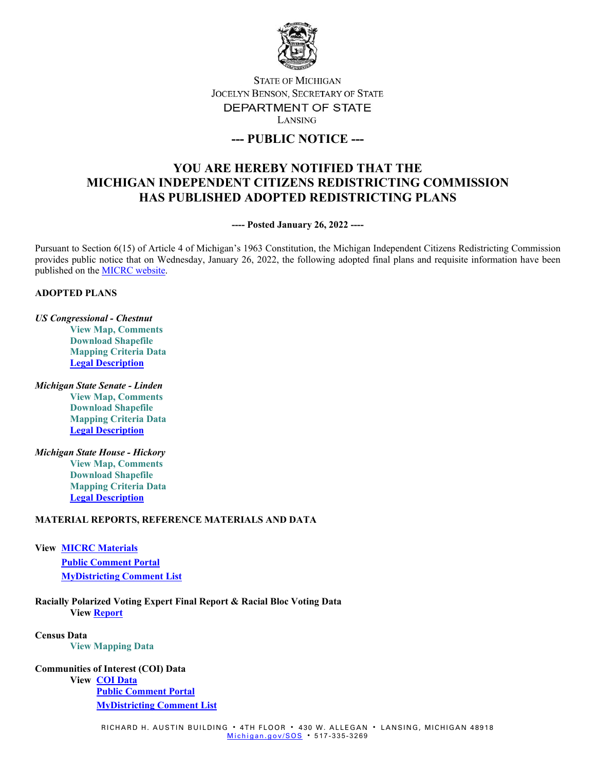STATE OF MICHIGAN
JOCELYN BENSON, SECRETARY OF STATE
DEPARTMENT OF STATE
LANSING

## --- PUBLIC NOTICE ---

# YOU ARE HEREBY NOTIFIED THAT THE MICHIGAN INDEPENDENT CITIZENS REDISTRICTING COMMISSION HAS PUBLISHED ADOPTED REDISTRICTING PLANS

**---- Posted January 26, 2022 ----**

Pursuant to Section 6(15) of Article 4 of Michigan's 1963 Constitution, the Michigan Independent Citizens Redistricting Commission provides public notice that on Wednesday, January 26, 2022, the following adopted final plans and requisite information have been published on the MICRC website.

**ADOPTED PLANS**

***US Congressional - Chestnut***

- **View Map, Comments**
- **Download Shapefile**
- **Mapping Criteria Data**
- **Legal Description**

***Michigan State Senate - Linden***

- **View Map, Comments**
- **Download Shapefile**
- **Mapping Criteria Data**
- **Legal Description**

***Michigan State House - Hickory***

- **View Map, Comments**
- **Download Shapefile**
- **Mapping Criteria Data**
- **Legal Description**

**MATERIAL REPORTS, REFERENCE MATERIALS AND DATA**

**View** **MICRC Materials**
- **Public Comment Portal**
- **MyDistricting Comment List**

**Racially Polarized Voting Expert Final Report & Racial Bloc Voting Data**
- **View Report**

**Census Data**
- **View Mapping Data**

**Communities of Interest (COI) Data**
- **View COI Data**
- **Public Comment Portal**
- **MyDistricting Comment List**

RICHARD H. AUSTIN BUILDING • 4TH FLOOR • 430 W. ALLEGAN • LANSING, MICHIGAN 48918
Michigan.gov/SOS • 517-335-3269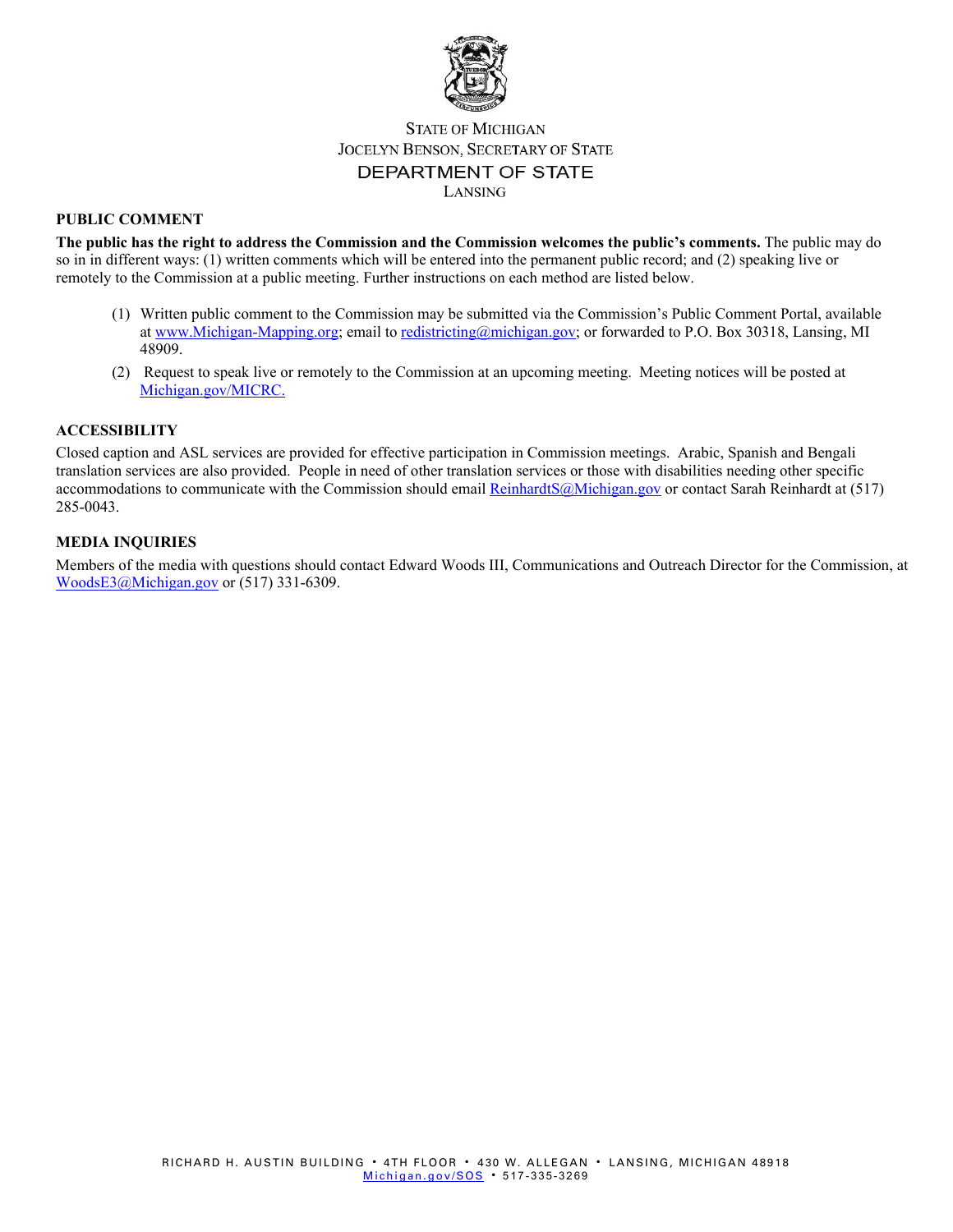STATE OF MICHIGAN
JOCELYN BENSON, SECRETARY OF STATE
DEPARTMENT OF STATE
LANSING

**PUBLIC COMMENT**

**The public has the right to address the Commission and the Commission welcomes the public's comments.** The public may do so in in different ways: (1) written comments which will be entered into the permanent public record; and (2) speaking live or remotely to the Commission at a public meeting. Further instructions on each method are listed below.

(1) Written public comment to the Commission may be submitted via the Commission's Public Comment Portal, available at www.Michigan-Mapping.org; email to redistricting@michigan.gov; or forwarded to P.O. Box 30318, Lansing, MI 48909.

(2) Request to speak live or remotely to the Commission at an upcoming meeting. Meeting notices will be posted at Michigan.gov/MICRC.

**ACCESSIBILITY**

Closed caption and ASL services are provided for effective participation in Commission meetings. Arabic, Spanish and Bengali translation services are also provided. People in need of other translation services or those with disabilities needing other specific accommodations to communicate with the Commission should email ReinhardtS@Michigan.gov or contact Sarah Reinhardt at (517) 285-0043.

**MEDIA INQUIRIES**

Members of the media with questions should contact Edward Woods III, Communications and Outreach Director for the Commission, at WoodsE3@Michigan.gov or (517) 331-6309.

RICHARD H. AUSTIN BUILDING • 4TH FLOOR • 430 W. ALLEGAN • LANSING, MICHIGAN 48918
Michigan.gov/SOS • 517-335-3269